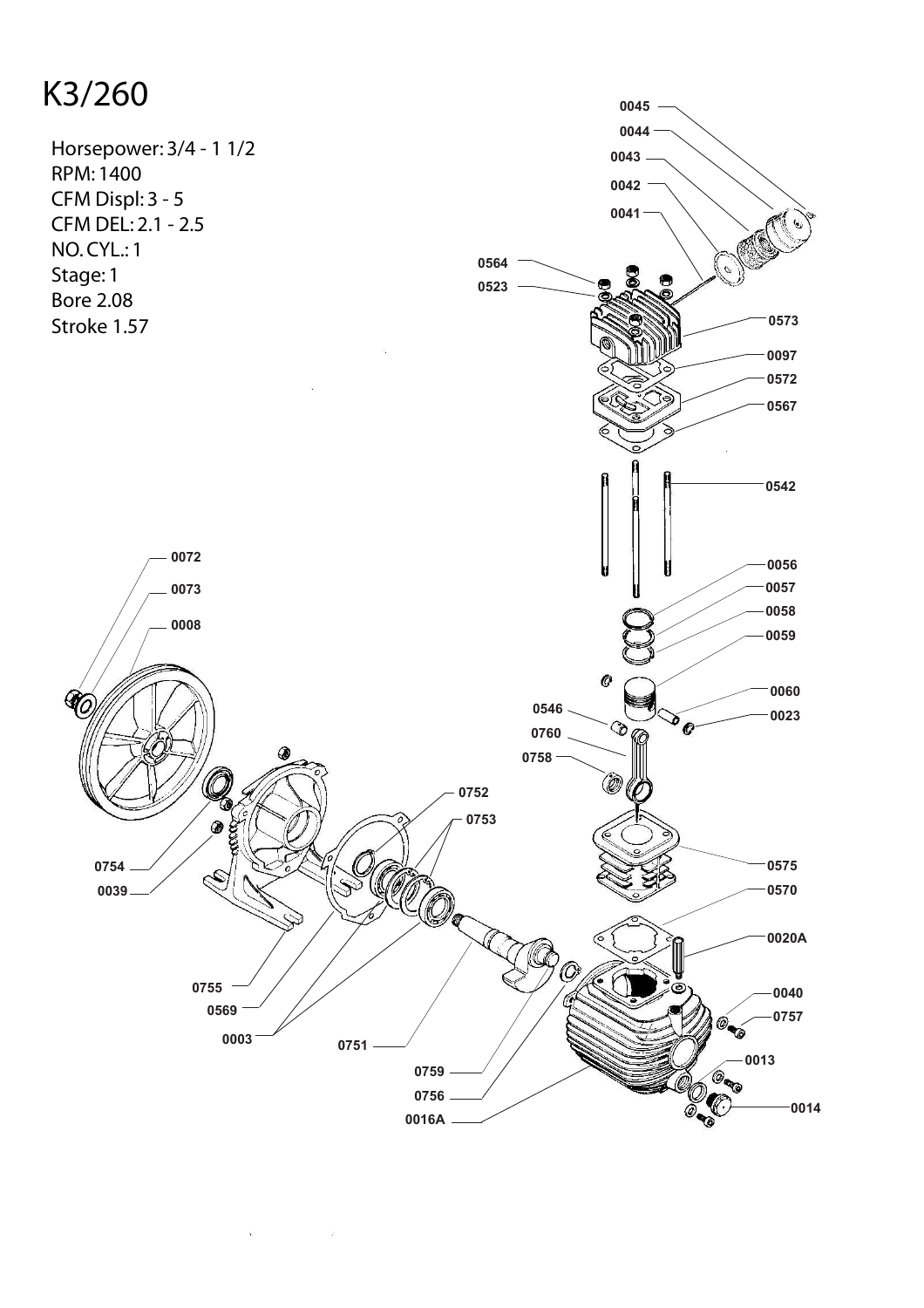# K3/260

Horsepower: 3/4 - 1 1/2
RPM: 1400
CFM Displ: 3 - 5
CFM DEL: 2.1 - 2.5
NO. CYL.: 1
Stage: 1
Bore 2.08
Stroke 1.57

0045
0044
0043
0042
0041
0564
0523
0573
0097
0572
0567
0542
0056
0057
0058
0059
0060
0023
0546
0760
0758
0072
0073
0008
0752
0753
0754
0039
0575
0570
0020A
0755
0569
0003
0751
0759
0756
0016A
0040
0757
0013
0014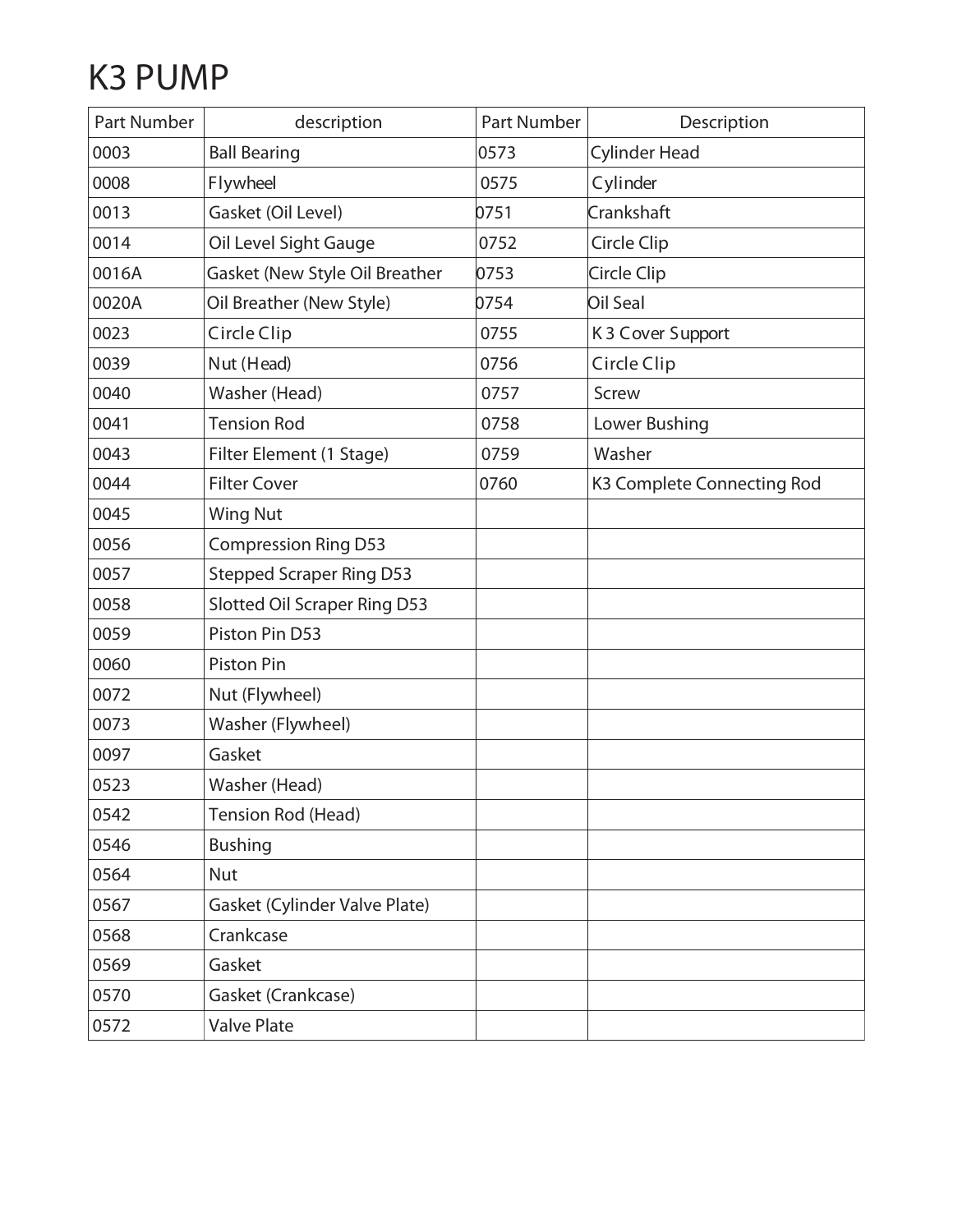# K3 PUMP

| Part Number | description | Part Number | Description |
|---|---|---|---|
| 0003 | Ball Bearing | 0573 | Cylinder Head |
| 0008 | Flywheel | 0575 | Cylinder |
| 0013 | Gasket (Oil Level) | 0751 | Crankshaft |
| 0014 | Oil Level Sight Gauge | 0752 | Circle Clip |
| 0016A | Gasket (New Style Oil Breather | 0753 | Circle Clip |
| 0020A | Oil Breather (New Style) | 0754 | Oil Seal |
| 0023 | Circle Clip | 0755 | K3 Cover Support |
| 0039 | Nut (Head) | 0756 | Circle Clip |
| 0040 | Washer (Head) | 0757 | Screw |
| 0041 | Tension Rod | 0758 | Lower Bushing |
| 0043 | Filter Element (1 Stage) | 0759 | Washer |
| 0044 | Filter Cover | 0760 | K3 Complete Connecting Rod |
| 0045 | Wing Nut | | |
| 0056 | Compression Ring D53 | | |
| 0057 | Stepped Scraper Ring D53 | | |
| 0058 | Slotted Oil Scraper Ring D53 | | |
| 0059 | Piston Pin D53 | | |
| 0060 | Piston Pin | | |
| 0072 | Nut (Flywheel) | | |
| 0073 | Washer (Flywheel) | | |
| 0097 | Gasket | | |
| 0523 | Washer (Head) | | |
| 0542 | Tension Rod (Head) | | |
| 0546 | Bushing | | |
| 0564 | Nut | | |
| 0567 | Gasket (Cylinder Valve Plate) | | |
| 0568 | Crankcase | | |
| 0569 | Gasket | | |
| 0570 | Gasket (Crankcase) | | |
| 0572 | Valve Plate | | |